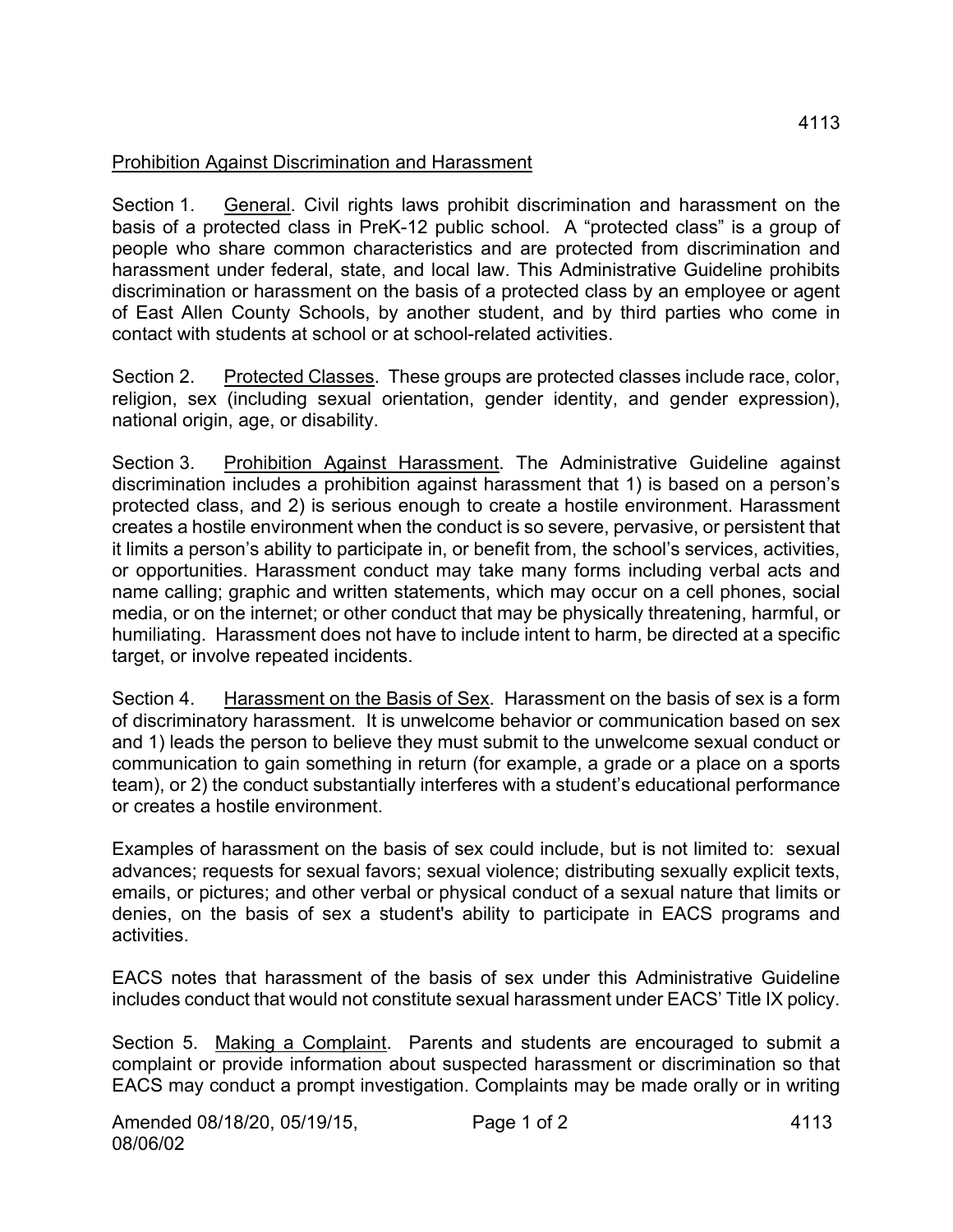## Prohibition Against Discrimination and Harassment

Section 1. General. Civil rights laws prohibit discrimination and harassment on the basis of a protected class in PreK-12 public school. A "protected class" is a group of people who share common characteristics and are protected from discrimination and harassment under federal, state, and local law. This Administrative Guideline prohibits discrimination or harassment on the basis of a protected class by an employee or agent of East Allen County Schools, by another student, and by third parties who come in contact with students at school or at school-related activities.

Section 2. Protected Classes. These groups are protected classes include race, color, religion, sex (including sexual orientation, gender identity, and gender expression), national origin, age, or disability.

Section 3. Prohibition Against Harassment. The Administrative Guideline against discrimination includes a prohibition against harassment that 1) is based on a person's protected class, and 2) is serious enough to create a hostile environment. Harassment creates a hostile environment when the conduct is so severe, pervasive, or persistent that it limits a person's ability to participate in, or benefit from, the school's services, activities, or opportunities. Harassment conduct may take many forms including verbal acts and name calling; graphic and written statements, which may occur on a cell phones, social media, or on the internet; or other conduct that may be physically threatening, harmful, or humiliating. Harassment does not have to include intent to harm, be directed at a specific target, or involve repeated incidents.

Section 4. Harassment on the Basis of Sex. Harassment on the basis of sex is a form of discriminatory harassment. It is unwelcome behavior or communication based on sex and 1) leads the person to believe they must submit to the unwelcome sexual conduct or communication to gain something in return (for example, a grade or a place on a sports team), or 2) the conduct substantially interferes with a student's educational performance or creates a hostile environment.

Examples of harassment on the basis of sex could include, but is not limited to: sexual advances; requests for sexual favors; sexual violence; distributing sexually explicit texts, emails, or pictures; and other verbal or physical conduct of a sexual nature that limits or denies, on the basis of sex a student's ability to participate in EACS programs and activities.

EACS notes that harassment of the basis of sex under this Administrative Guideline includes conduct that would not constitute sexual harassment under EACS' Title IX policy.

Section 5. Making a Complaint. Parents and students are encouraged to submit a complaint or provide information about suspected harassment or discrimination so that EACS may conduct a prompt investigation. Complaints may be made orally or in writing

Amended 08/18/20, 05/19/15, 08/06/02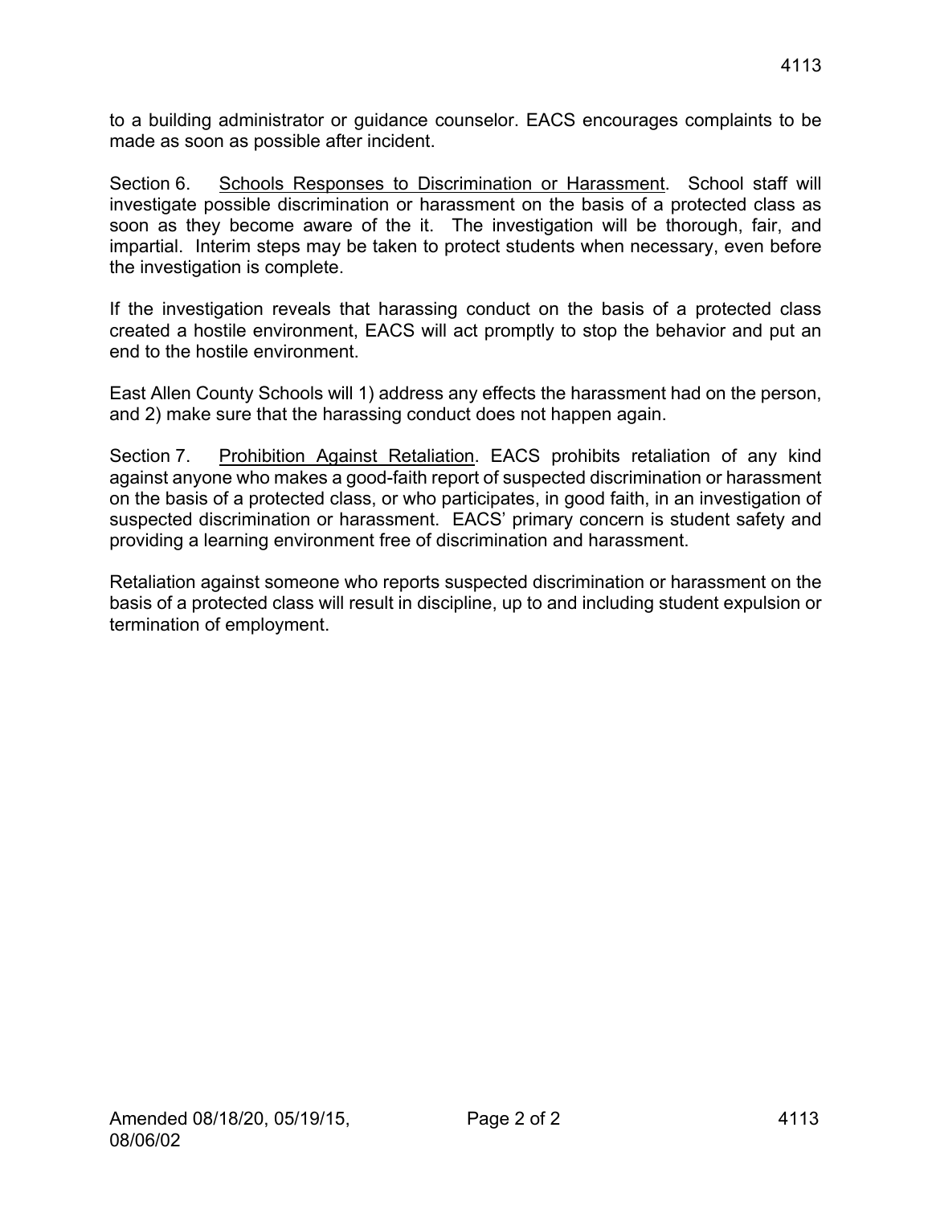to a building administrator or guidance counselor. EACS encourages complaints to be made as soon as possible after incident.

Section 6. Schools Responses to Discrimination or Harassment. School staff will investigate possible discrimination or harassment on the basis of a protected class as soon as they become aware of the it. The investigation will be thorough, fair, and impartial. Interim steps may be taken to protect students when necessary, even before the investigation is complete.

If the investigation reveals that harassing conduct on the basis of a protected class created a hostile environment, EACS will act promptly to stop the behavior and put an end to the hostile environment.

East Allen County Schools will 1) address any effects the harassment had on the person, and 2) make sure that the harassing conduct does not happen again.

Section 7. Prohibition Against Retaliation. EACS prohibits retaliation of any kind against anyone who makes a good-faith report of suspected discrimination or harassment on the basis of a protected class, or who participates, in good faith, in an investigation of suspected discrimination or harassment. EACS' primary concern is student safety and providing a learning environment free of discrimination and harassment.

Retaliation against someone who reports suspected discrimination or harassment on the basis of a protected class will result in discipline, up to and including student expulsion or termination of employment.

Amended 08/18/20, 05/19/15, 08/06/02